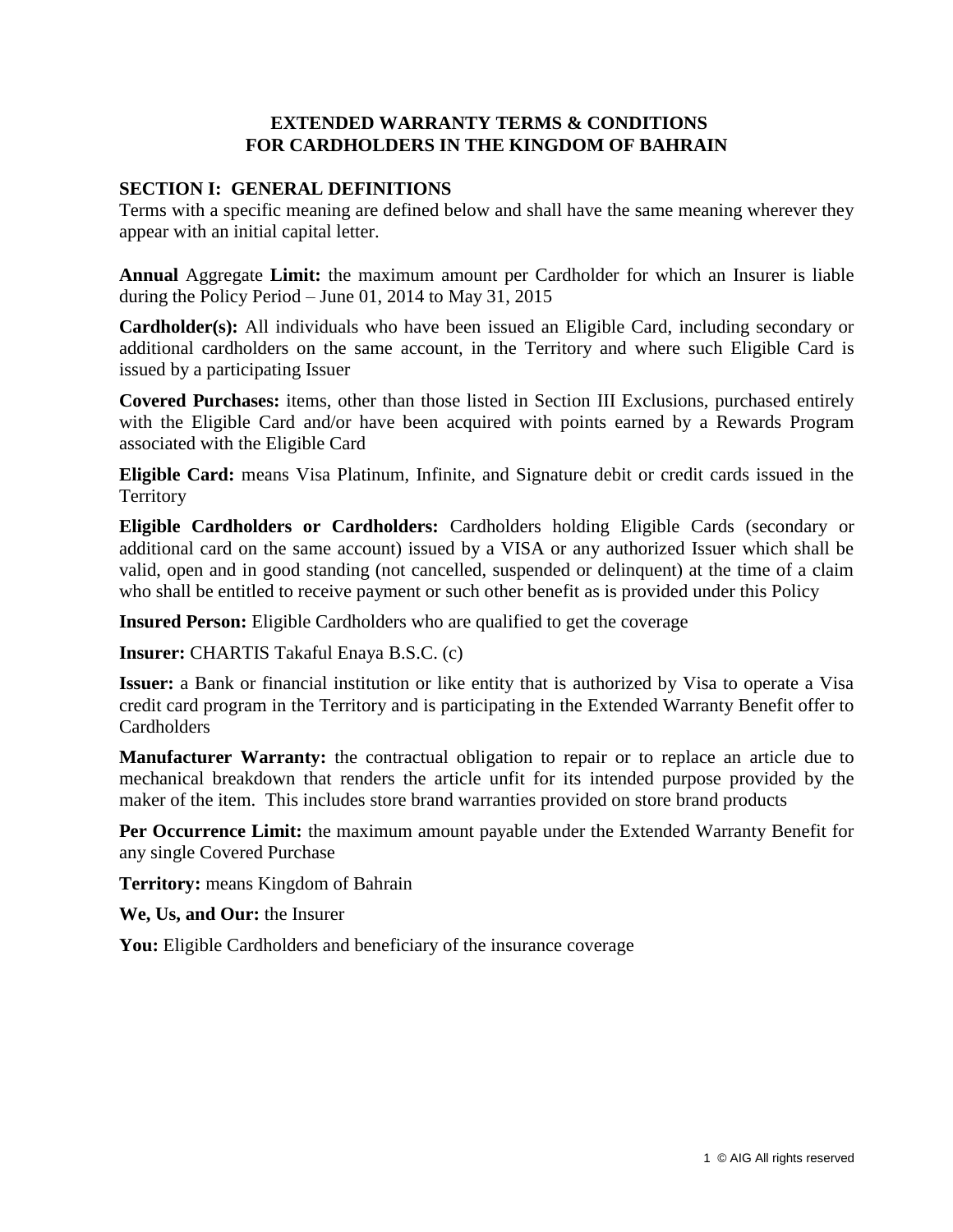# EXTENDED WARRANTY TERMS & CONDITIONS FOR CARDHOLDERS IN THE KINGDOM OF BAHRAIN

## SECTION I: GENERAL DEFINITIONS

Terms with a specific meaning are defined below and shall have the same meaning wherever they appear with an initial capital letter.

**Annual** Aggregate **Limit:** the maximum amount per Cardholder for which an Insurer is liable during the Policy Period – June 01, 2014 to May 31, 2015

**Cardholder(s):** All individuals who have been issued an Eligible Card, including secondary or additional cardholders on the same account, in the Territory and where such Eligible Card is issued by a participating Issuer

**Covered Purchases:** items, other than those listed in Section III Exclusions, purchased entirely with the Eligible Card and/or have been acquired with points earned by a Rewards Program associated with the Eligible Card

**Eligible Card:** means Visa Platinum, Infinite, and Signature debit or credit cards issued in the Territory

**Eligible Cardholders or Cardholders:** Cardholders holding Eligible Cards (secondary or additional card on the same account) issued by a VISA or any authorized Issuer which shall be valid, open and in good standing (not cancelled, suspended or delinquent) at the time of a claim who shall be entitled to receive payment or such other benefit as is provided under this Policy

**Insured Person:** Eligible Cardholders who are qualified to get the coverage

**Insurer:** CHARTIS Takaful Enaya B.S.C. (c)

**Issuer:** a Bank or financial institution or like entity that is authorized by Visa to operate a Visa credit card program in the Territory and is participating in the Extended Warranty Benefit offer to Cardholders

**Manufacturer Warranty:** the contractual obligation to repair or to replace an article due to mechanical breakdown that renders the article unfit for its intended purpose provided by the maker of the item. This includes store brand warranties provided on store brand products

**Per Occurrence Limit:** the maximum amount payable under the Extended Warranty Benefit for any single Covered Purchase

**Territory:** means Kingdom of Bahrain

**We, Us, and Our:** the Insurer

**You:** Eligible Cardholders and beneficiary of the insurance coverage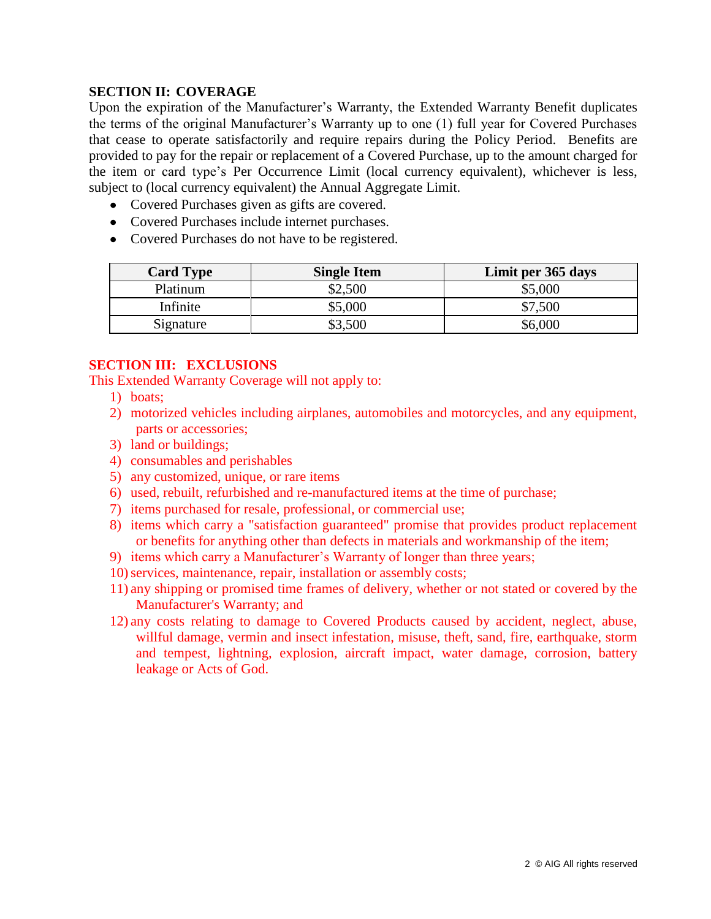## SECTION II: COVERAGE

Upon the expiration of the Manufacturer's Warranty, the Extended Warranty Benefit duplicates the terms of the original Manufacturer's Warranty up to one (1) full year for Covered Purchases that cease to operate satisfactorily and require repairs during the Policy Period. Benefits are provided to pay for the repair or replacement of a Covered Purchase, up to the amount charged for the item or card type's Per Occurrence Limit (local currency equivalent), whichever is less, subject to (local currency equivalent) the Annual Aggregate Limit.

- Covered Purchases given as gifts are covered.
- Covered Purchases include internet purchases.
- Covered Purchases do not have to be registered.

| Card Type | Single Item | Limit per 365 days |
|---|---|---|
| Platinum | $2,500 | $5,000 |
| Infinite | $5,000 | $7,500 |
| Signature | $3,500 | $6,000 |

## SECTION III: EXCLUSIONS

This Extended Warranty Coverage will not apply to:

1) boats;
2) motorized vehicles including airplanes, automobiles and motorcycles, and any equipment, parts or accessories;
3) land or buildings;
4) consumables and perishables
5) any customized, unique, or rare items
6) used, rebuilt, refurbished and re-manufactured items at the time of purchase;
7) items purchased for resale, professional, or commercial use;
8) items which carry a "satisfaction guaranteed" promise that provides product replacement or benefits for anything other than defects in materials and workmanship of the item;
9) items which carry a Manufacturer's Warranty of longer than three years;
10) services, maintenance, repair, installation or assembly costs;
11) any shipping or promised time frames of delivery, whether or not stated or covered by the Manufacturer's Warranty; and
12) any costs relating to damage to Covered Products caused by accident, neglect, abuse, willful damage, vermin and insect infestation, misuse, theft, sand, fire, earthquake, storm and tempest, lightning, explosion, aircraft impact, water damage, corrosion, battery leakage or Acts of God.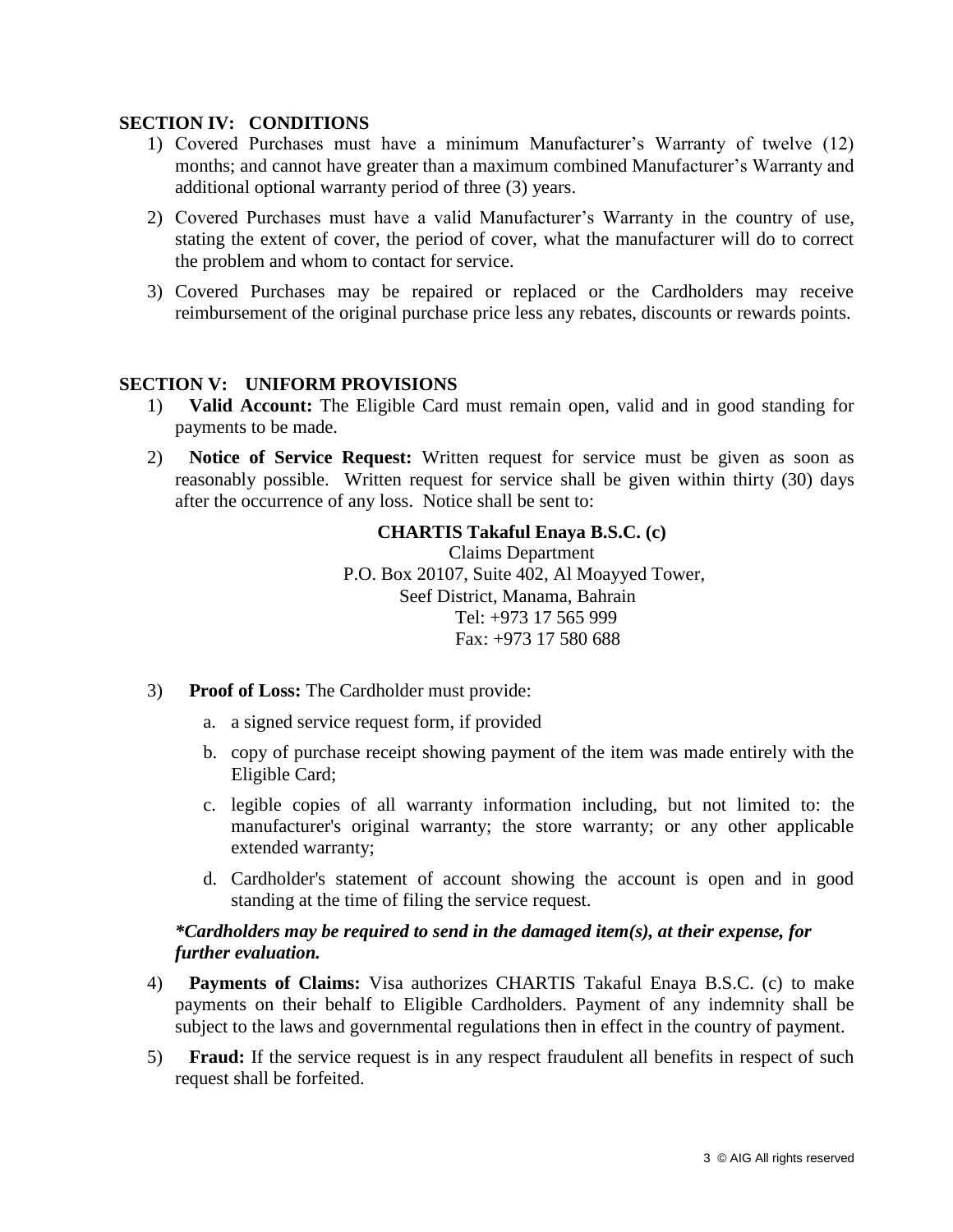## SECTION IV: CONDITIONS

1) Covered Purchases must have a minimum Manufacturer's Warranty of twelve (12) months; and cannot have greater than a maximum combined Manufacturer's Warranty and additional optional warranty period of three (3) years.
2) Covered Purchases must have a valid Manufacturer's Warranty in the country of use, stating the extent of cover, the period of cover, what the manufacturer will do to correct the problem and whom to contact for service.
3) Covered Purchases may be repaired or replaced or the Cardholders may receive reimbursement of the original purchase price less any rebates, discounts or rewards points.

## SECTION V: UNIFORM PROVISIONS

1) **Valid Account:** The Eligible Card must remain open, valid and in good standing for payments to be made.
2) **Notice of Service Request:** Written request for service must be given as soon as reasonably possible. Written request for service shall be given within thirty (30) days after the occurrence of any loss. Notice shall be sent to:

   **CHARTIS Takaful Enaya B.S.C. (c)**
   Claims Department
   P.O. Box 20107, Suite 402, Al Moayyed Tower,
   Seef District, Manama, Bahrain
   Tel: +973 17 565 999
   Fax: +973 17 580 688

3) **Proof of Loss:** The Cardholder must provide:
   a. a signed service request form, if provided
   b. copy of purchase receipt showing payment of the item was made entirely with the Eligible Card;
   c. legible copies of all warranty information including, but not limited to: the manufacturer's original warranty; the store warranty; or any other applicable extended warranty;
   d. Cardholder's statement of account showing the account is open and in good standing at the time of filing the service request.

   ***Cardholders may be required to send in the damaged item(s), at their expense, for further evaluation.***

4) **Payments of Claims:** Visa authorizes CHARTIS Takaful Enaya B.S.C. (c) to make payments on their behalf to Eligible Cardholders. Payment of any indemnity shall be subject to the laws and governmental regulations then in effect in the country of payment.
5) **Fraud:** If the service request is in any respect fraudulent all benefits in respect of such request shall be forfeited.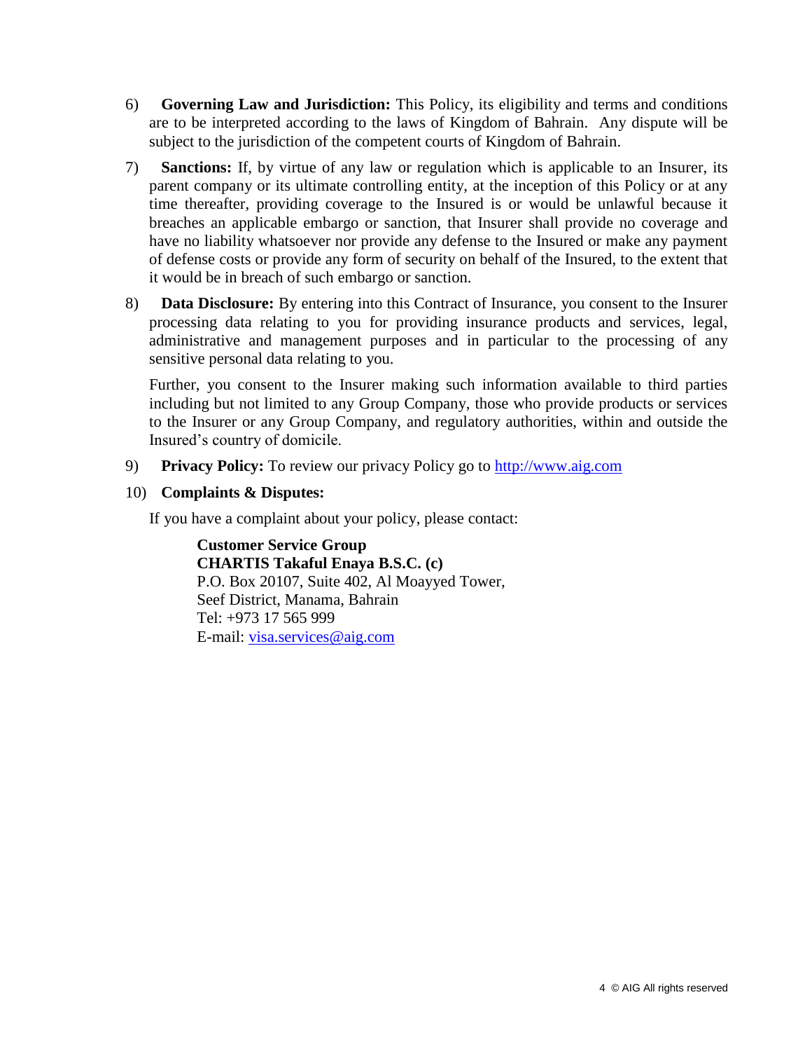6) **Governing Law and Jurisdiction:** This Policy, its eligibility and terms and conditions are to be interpreted according to the laws of Kingdom of Bahrain. Any dispute will be subject to the jurisdiction of the competent courts of Kingdom of Bahrain.

7) **Sanctions:** If, by virtue of any law or regulation which is applicable to an Insurer, its parent company or its ultimate controlling entity, at the inception of this Policy or at any time thereafter, providing coverage to the Insured is or would be unlawful because it breaches an applicable embargo or sanction, that Insurer shall provide no coverage and have no liability whatsoever nor provide any defense to the Insured or make any payment of defense costs or provide any form of security on behalf of the Insured, to the extent that it would be in breach of such embargo or sanction.

8) **Data Disclosure:** By entering into this Contract of Insurance, you consent to the Insurer processing data relating to you for providing insurance products and services, legal, administrative and management purposes and in particular to the processing of any sensitive personal data relating to you.

   Further, you consent to the Insurer making such information available to third parties including but not limited to any Group Company, those who provide products or services to the Insurer or any Group Company, and regulatory authorities, within and outside the Insured's country of domicile.

9) **Privacy Policy:** To review our privacy Policy go to http://www.aig.com

10) **Complaints & Disputes:**

    If you have a complaint about your policy, please contact:

    **Customer Service Group**
    **CHARTIS Takaful Enaya B.S.C. (c)**
    P.O. Box 20107, Suite 402, Al Moayyed Tower,
    Seef District, Manama, Bahrain
    Tel: +973 17 565 999
    E-mail: visa.services@aig.com